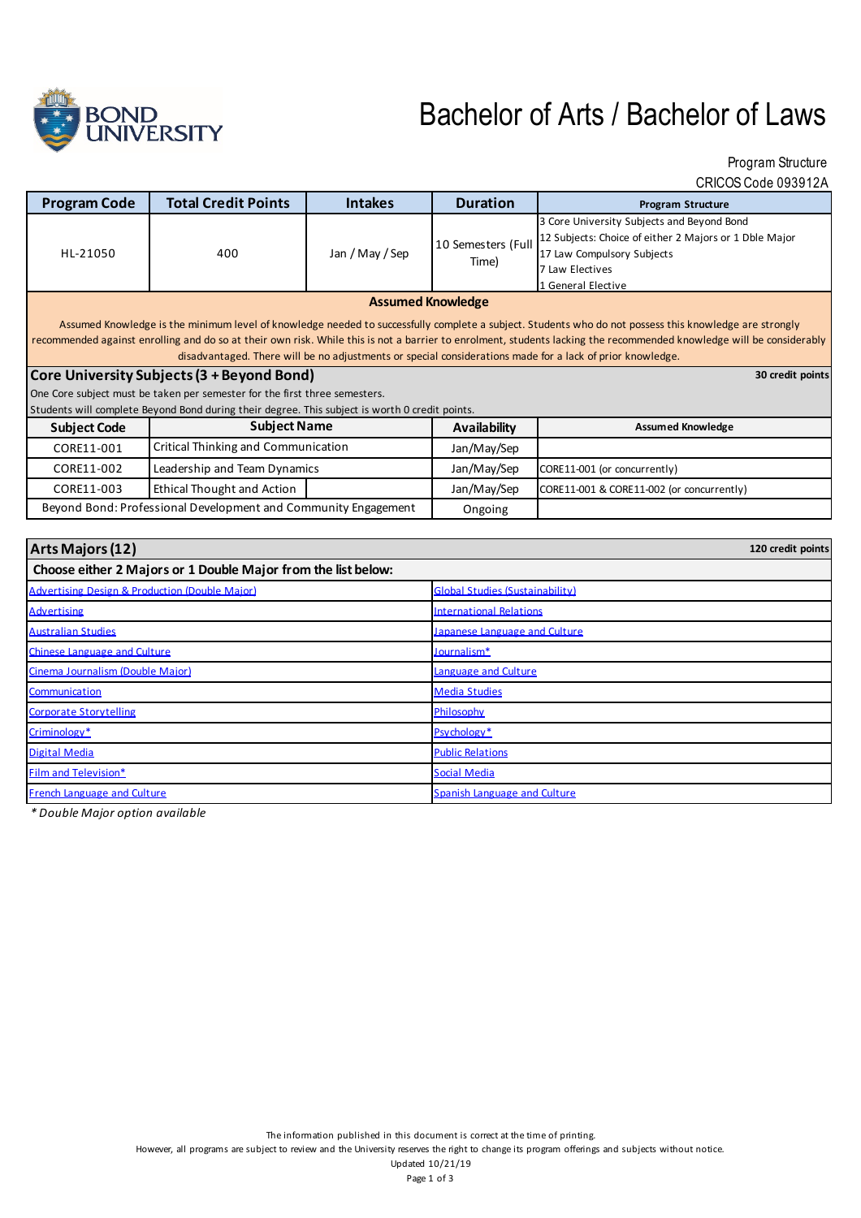# Bachelor of Arts / Bachelor of Laws

Program Structure

CRICOS Code 093912A

| Program Code | Total Credit Points | Intakes | Duration | Program Structure |
|---|---|---|---|---|
| HL-21050 | 400 | Jan / May / Sep | 10 Semesters (Full Time) | 3 Core University Subjects and Beyond Bond<br>12 Subjects: Choice of either 2 Majors or 1 Dble Major<br>17 Law Compulsory Subjects<br>7 Law Electives<br>1 General Elective |

**Assumed Knowledge**

Assumed Knowledge is the minimum level of knowledge needed to successfully complete a subject. Students who do not possess this knowledge are strongly recommended against enrolling and do so at their own risk. While this is not a barrier to enrolment, students lacking the recommended knowledge will be considerably disadvantaged. There will be no adjustments or special considerations made for a lack of prior knowledge.

## Core University Subjects (3 + Beyond Bond)

**30 credit points**

One Core subject must be taken per semester for the first three semesters.

Students will complete Beyond Bond during their degree. This subject is worth 0 credit points.

| Subject Code | Subject Name | Availability | Assumed Knowledge |
|---|---|---|---|
| CORE11-001 | Critical Thinking and Communication | Jan/May/Sep | |
| CORE11-002 | Leadership and Team Dynamics | Jan/May/Sep | CORE11-001 (or concurrently) |
| CORE11-003 | Ethical Thought and Action | Jan/May/Sep | CORE11-001 & CORE11-002 (or concurrently) |
| Beyond Bond: Professional Development and Community Engagement | | Ongoing | |

## Arts Majors (12)

**120 credit points**

**Choose either 2 Majors or 1 Double Major from the list below:**

| | |
|---|---|
| Advertising Design & Production (Double Major) | Global Studies (Sustainability) |
| Advertising | International Relations |
| Australian Studies | Japanese Language and Culture |
| Chinese Language and Culture | Journalism* |
| Cinema Journalism (Double Major) | Language and Culture |
| Communication | Media Studies |
| Corporate Storytelling | Philosophy |
| Criminology* | Psychology* |
| Digital Media | Public Relations |
| Film and Television* | Social Media |
| French Language and Culture | Spanish Language and Culture |

*\* Double Major option available*

The information published in this document is correct at the time of printing.
However, all programs are subject to review and the University reserves the right to change its program offerings and subjects without notice.
Updated 10/21/19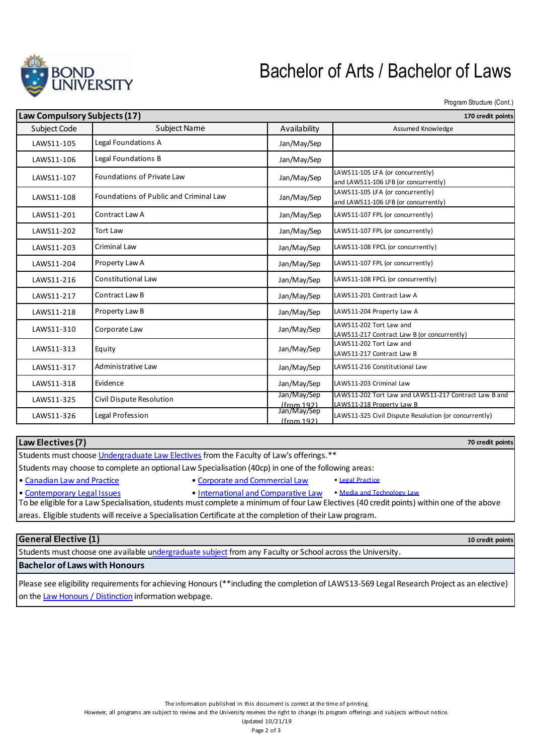# Bachelor of Arts / Bachelor of Laws

Program Structure (Cont.)

## Law Compulsory Subjects (17) — 170 credit points

| Subject Code | Subject Name | Availability | Assumed Knowledge |
|---|---|---|---|
| LAWS11-105 | Legal Foundations A | Jan/May/Sep | |
| LAWS11-106 | Legal Foundations B | Jan/May/Sep | |
| LAWS11-107 | Foundations of Private Law | Jan/May/Sep | LAWS11-105 LFA (or concurrently) and LAWS11-106 LFB (or concurrently) |
| LAWS11-108 | Foundations of Public and Criminal Law | Jan/May/Sep | LAWS11-105 LFA (or concurrently) and LAWS11-106 LFB (or concurrently) |
| LAWS11-201 | Contract Law A | Jan/May/Sep | LAWS11-107 FPL (or concurrently) |
| LAWS11-202 | Tort Law | Jan/May/Sep | LAWS11-107 FPL (or concurrently) |
| LAWS11-203 | Criminal Law | Jan/May/Sep | LAWS11-108 FPCL (or concurrently) |
| LAWS11-204 | Property Law A | Jan/May/Sep | LAWS11-107 FPL (or concurrently) |
| LAWS11-216 | Constitutional Law | Jan/May/Sep | LAWS11-108 FPCL (or concurrently) |
| LAWS11-217 | Contract Law B | Jan/May/Sep | LAWS11-201 Contract Law A |
| LAWS11-218 | Property Law B | Jan/May/Sep | LAWS11-204 Property Law A |
| LAWS11-310 | Corporate Law | Jan/May/Sep | LAWS11-202 Tort Law and LAWS11-217 Contract Law B (or concurrently) |
| LAWS11-313 | Equity | Jan/May/Sep | LAWS11-202 Tort Law and LAWS11-217 Contract Law B |
| LAWS11-317 | Administrative Law | Jan/May/Sep | LAWS11-216 Constitutional Law |
| LAWS11-318 | Evidence | Jan/May/Sep | LAWS11-203 Criminal Law |
| LAWS11-325 | Civil Dispute Resolution | Jan/May/Sep (from 192) | LAWS11-202 Tort Law and LAWS11-217 Contract Law B and LAWS11-218 Property Law B |
| LAWS11-326 | Legal Profession | Jan/May/Sep (from 192) | LAWS11-325 Civil Dispute Resolution (or concurrently) |

## Law Electives (7) — 70 credit points

Students must choose Undergraduate Law Electives from the Faculty of Law's offerings.**

Students may choose to complete an optional Law Specialisation (40cp) in one of the following areas:

- Canadian Law and Practice
- Corporate and Commercial Law
- Legal Practice
- Contemporary Legal Issues
- International and Comparative Law
- Media and Technology Law

To be eligible for a Law Specialisation, students must complete a minimum of four Law Electives (40 credit points) within one of the above areas. Eligible students will receive a Specialisation Certificate at the completion of their Law program.

## General Elective (1) — 10 credit points

Students must choose one available undergraduate subject from any Faculty or School across the University.

## Bachelor of Laws with Honours

Please see eligibility requirements for achieving Honours (**including the completion of LAWS13-569 Legal Research Project as an elective) on the Law Honours / Distinction information webpage.

The information published in this document is correct at the time of printing.
However, all programs are subject to review and the University reserves the right to change its program offerings and subjects without notice.
Updated 10/21/19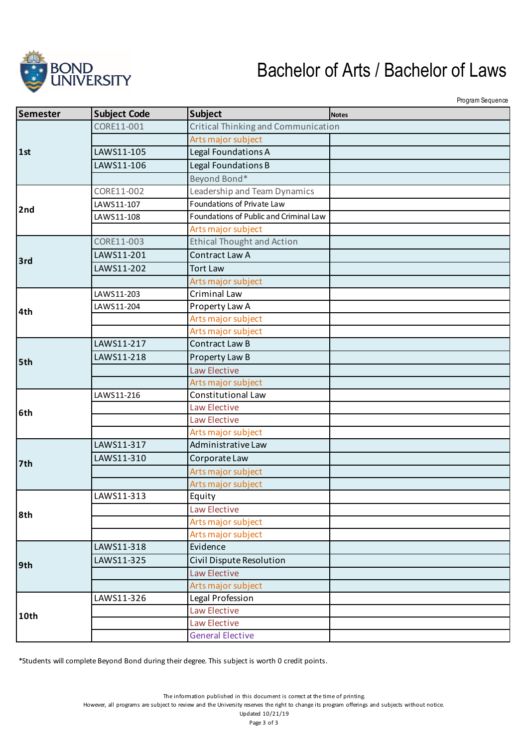# Bachelor of Arts / Bachelor of Laws

Program Sequence

| Semester | Subject Code | Subject | Notes |
|---|---|---|---|
| 1st | CORE11-001 | Critical Thinking and Communication | |
| | | Arts major subject | |
| | LAWS11-105 | Legal Foundations A | |
| | LAWS11-106 | Legal Foundations B | |
| | | Beyond Bond* | |
| 2nd | CORE11-002 | Leadership and Team Dynamics | |
| | LAWS11-107 | Foundations of Private Law | |
| | LAWS11-108 | Foundations of Public and Criminal Law | |
| | | Arts major subject | |
| 3rd | CORE11-003 | Ethical Thought and Action | |
| | LAWS11-201 | Contract Law A | |
| | LAWS11-202 | Tort Law | |
| | | Arts major subject | |
| 4th | LAWS11-203 | Criminal Law | |
| | LAWS11-204 | Property Law A | |
| | | Arts major subject | |
| | | Arts major subject | |
| 5th | LAWS11-217 | Contract Law B | |
| | LAWS11-218 | Property Law B | |
| | | Law Elective | |
| | | Arts major subject | |
| 6th | LAWS11-216 | Constitutional Law | |
| | | Law Elective | |
| | | Law Elective | |
| | | Arts major subject | |
| 7th | LAWS11-317 | Administrative Law | |
| | LAWS11-310 | Corporate Law | |
| | | Arts major subject | |
| | | Arts major subject | |
| 8th | LAWS11-313 | Equity | |
| | | Law Elective | |
| | | Arts major subject | |
| | | Arts major subject | |
| 9th | LAWS11-318 | Evidence | |
| | LAWS11-325 | Civil Dispute Resolution | |
| | | Law Elective | |
| | | Arts major subject | |
| 10th | LAWS11-326 | Legal Profession | |
| | | Law Elective | |
| | | Law Elective | |
| | | General Elective | |

*Students will complete Beyond Bond during their degree. This subject is worth 0 credit points.

The information published in this document is correct at the time of printing.
However, all programs are subject to review and the University reserves the right to change its program offerings and subjects without notice.
Updated 10/21/19